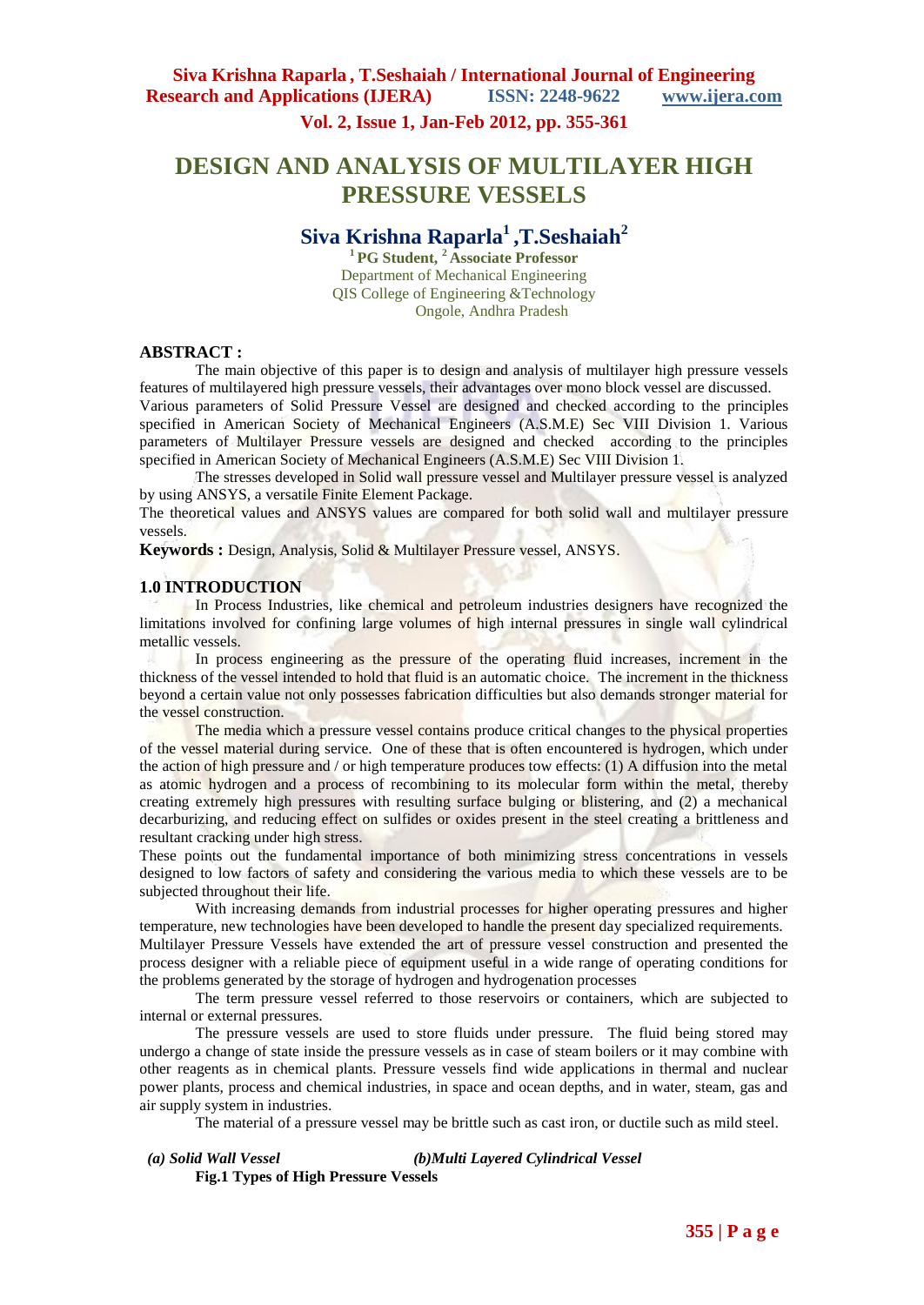# DESIGN AND ANALYSIS OF MULTILAYER HIGH PRESSURE VESSELS

## Siva Krishna Raparla[1] ,T.Seshaiah[2]

[1] PG Student, [2] Associate Professor
Department of Mechanical Engineering
QIS College of Engineering &Technology
Ongole, Andhra Pradesh

**ABSTRACT :**

The main objective of this paper is to design and analysis of multilayer high pressure vessels features of multilayered high pressure vessels, their advantages over mono block vessel are discussed. Various parameters of Solid Pressure Vessel are designed and checked according to the principles specified in American Society of Mechanical Engineers (A.S.M.E) Sec VIII Division 1. Various parameters of Multilayer Pressure vessels are designed and checked according to the principles specified in American Society of Mechanical Engineers (A.S.M.E) Sec VIII Division 1.

The stresses developed in Solid wall pressure vessel and Multilayer pressure vessel is analyzed by using ANSYS, a versatile Finite Element Package.

The theoretical values and ANSYS values are compared for both solid wall and multilayer pressure vessels.

**Keywords :** Design, Analysis, Solid & Multilayer Pressure vessel, ANSYS.

## 1.0 INTRODUCTION

In Process Industries, like chemical and petroleum industries designers have recognized the limitations involved for confining large volumes of high internal pressures in single wall cylindrical metallic vessels.

In process engineering as the pressure of the operating fluid increases, increment in the thickness of the vessel intended to hold that fluid is an automatic choice. The increment in the thickness beyond a certain value not only possesses fabrication difficulties but also demands stronger material for the vessel construction.

The media which a pressure vessel contains produce critical changes to the physical properties of the vessel material during service. One of these that is often encountered is hydrogen, which under the action of high pressure and / or high temperature produces tow effects: (1) A diffusion into the metal as atomic hydrogen and a process of recombining to its molecular form within the metal, thereby creating extremely high pressures with resulting surface bulging or blistering, and (2) a mechanical decarburizing, and reducing effect on sulfides or oxides present in the steel creating a brittleness and resultant cracking under high stress.

These points out the fundamental importance of both minimizing stress concentrations in vessels designed to low factors of safety and considering the various media to which these vessels are to be subjected throughout their life.

With increasing demands from industrial processes for higher operating pressures and higher temperature, new technologies have been developed to handle the present day specialized requirements.

Multilayer Pressure Vessels have extended the art of pressure vessel construction and presented the process designer with a reliable piece of equipment useful in a wide range of operating conditions for the problems generated by the storage of hydrogen and hydrogenation processes

The term pressure vessel referred to those reservoirs or containers, which are subjected to internal or external pressures.

The pressure vessels are used to store fluids under pressure. The fluid being stored may undergo a change of state inside the pressure vessels as in case of steam boilers or it may combine with other reagents as in chemical plants. Pressure vessels find wide applications in thermal and nuclear power plants, process and chemical industries, in space and ocean depths, and in water, steam, gas and air supply system in industries.

The material of a pressure vessel may be brittle such as cast iron, or ductile such as mild steel.

*(a) Solid Wall Vessel* *(b)Multi Layered Cylindrical Vessel*

**Fig.1 Types of High Pressure Vessels**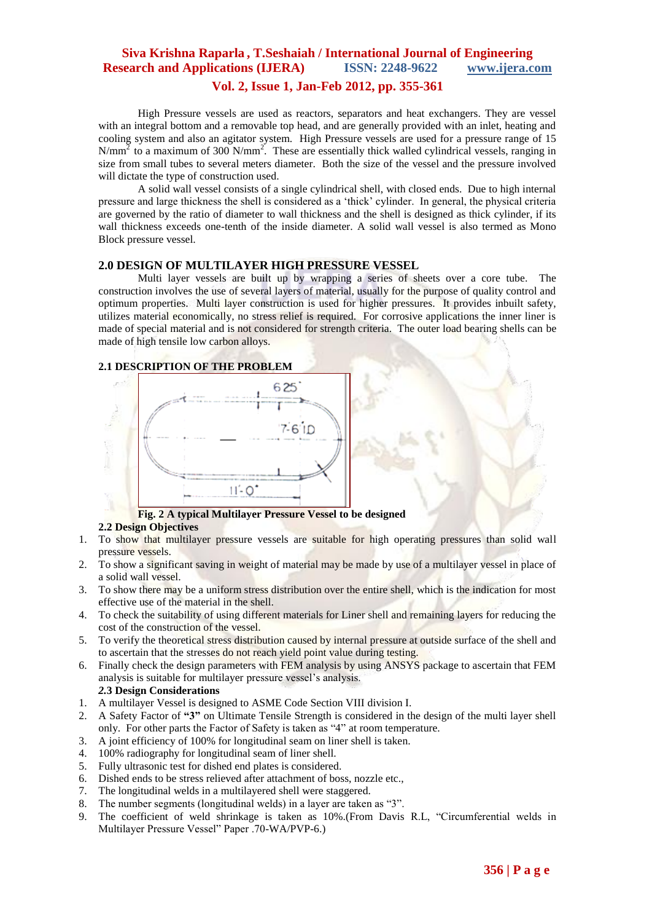High Pressure vessels are used as reactors, separators and heat exchangers. They are vessel with an integral bottom and a removable top head, and are generally provided with an inlet, heating and cooling system and also an agitator system. High Pressure vessels are used for a pressure range of 15 $N/mm^2$ to a maximum of 300 $N/mm^2$. These are essentially thick walled cylindrical vessels, ranging in size from small tubes to several meters diameter. Both the size of the vessel and the pressure involved will dictate the type of construction used.

A solid wall vessel consists of a single cylindrical shell, with closed ends. Due to high internal pressure and large thickness the shell is considered as a 'thick' cylinder. In general, the physical criteria are governed by the ratio of diameter to wall thickness and the shell is designed as thick cylinder, if its wall thickness exceeds one-tenth of the inside diameter. A solid wall vessel is also termed as Mono Block pressure vessel.

## 2.0 DESIGN OF MULTILAYER HIGH PRESSURE VESSEL

Multi layer vessels are built up by wrapping a series of sheets over a core tube. The construction involves the use of several layers of material, usually for the purpose of quality control and optimum properties. Multi layer construction is used for higher pressures. It provides inbuilt safety, utilizes material economically, no stress relief is required. For corrosive applications the inner liner is made of special material and is not considered for strength criteria. The outer load bearing shells can be made of high tensile low carbon alloys.

### 2.1 DESCRIPTION OF THE PROBLEM

**Fig. 2 A typical Multilayer Pressure Vessel to be designed**

### 2.2 Design Objectives

1. To show that multilayer pressure vessels are suitable for high operating pressures than solid wall pressure vessels.
2. To show a significant saving in weight of material may be made by use of a multilayer vessel in place of a solid wall vessel.
3. To show there may be a uniform stress distribution over the entire shell, which is the indication for most effective use of the material in the shell.
4. To check the suitability of using different materials for Liner shell and remaining layers for reducing the cost of the construction of the vessel.
5. To verify the theoretical stress distribution caused by internal pressure at outside surface of the shell and to ascertain that the stresses do not reach yield point value during testing.
6. Finally check the design parameters with FEM analysis by using ANSYS package to ascertain that FEM analysis is suitable for multilayer pressure vessel's analysis.

### 2.3 Design Considerations

1. A multilayer Vessel is designed to ASME Code Section VIII division I.
2. A Safety Factor of **"3"** on Ultimate Tensile Strength is considered in the design of the multi layer shell only. For other parts the Factor of Safety is taken as "4" at room temperature.
3. A joint efficiency of 100% for longitudinal seam on liner shell is taken.
4. 100% radiography for longitudinal seam of liner shell.
5. Fully ultrasonic test for dished end plates is considered.
6. Dished ends to be stress relieved after attachment of boss, nozzle etc.,
7. The longitudinal welds in a multilayered shell were staggered.
8. The number segments (longitudinal welds) in a layer are taken as "3".
9. The coefficient of weld shrinkage is taken as 10%.(From Davis R.L, "Circumferential welds in Multilayer Pressure Vessel" Paper .70-WA/PVP-6.)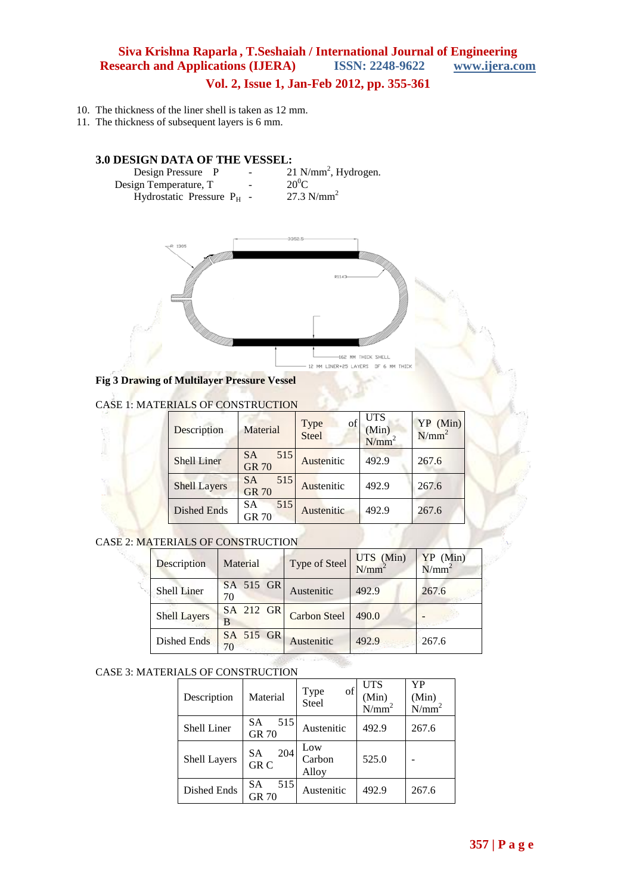10. The thickness of the liner shell is taken as 12 mm.
11. The thickness of subsequent layers is 6 mm.

### 3.0 DESIGN DATA OF THE VESSEL:

Design Pressure P - 21 $N/mm^2$, Hydrogen.
Design Temperature, T - $20^0C$
Hydrostatic Pressure $P_H$ - 27.3 $N/mm^2$

**Fig 3 Drawing of Multilayer Pressure Vessel**

CASE 1: MATERIALS OF CONSTRUCTION

| Description | Material | Type of Steel | UTS (Min) $N/mm^2$ | YP (Min) $N/mm^2$ |
|---|---|---|---|---|
| Shell Liner | SA 515 GR 70 | Austenitic | 492.9 | 267.6 |
| Shell Layers | SA 515 GR 70 | Austenitic | 492.9 | 267.6 |
| Dished Ends | SA 515 GR 70 | Austenitic | 492.9 | 267.6 |

CASE 2: MATERIALS OF CONSTRUCTION

| Description | Material | Type of Steel | UTS (Min) $N/mm^2$ | YP (Min) $N/mm^2$ |
|---|---|---|---|---|
| Shell Liner | SA 515 GR 70 | Austenitic | 492.9 | 267.6 |
| Shell Layers | SA 212 GR B | Carbon Steel | 490.0 | - |
| Dished Ends | SA 515 GR 70 | Austenitic | 492.9 | 267.6 |

CASE 3: MATERIALS OF CONSTRUCTION

| Description | Material | Type of Steel | UTS (Min) $N/mm^2$ | YP (Min) $N/mm^2$ |
|---|---|---|---|---|
| Shell Liner | SA 515 GR 70 | Austenitic | 492.9 | 267.6 |
| Shell Layers | SA 204 GR C | Low Carbon Alloy | 525.0 | - |
| Dished Ends | SA 515 GR 70 | Austenitic | 492.9 | 267.6 |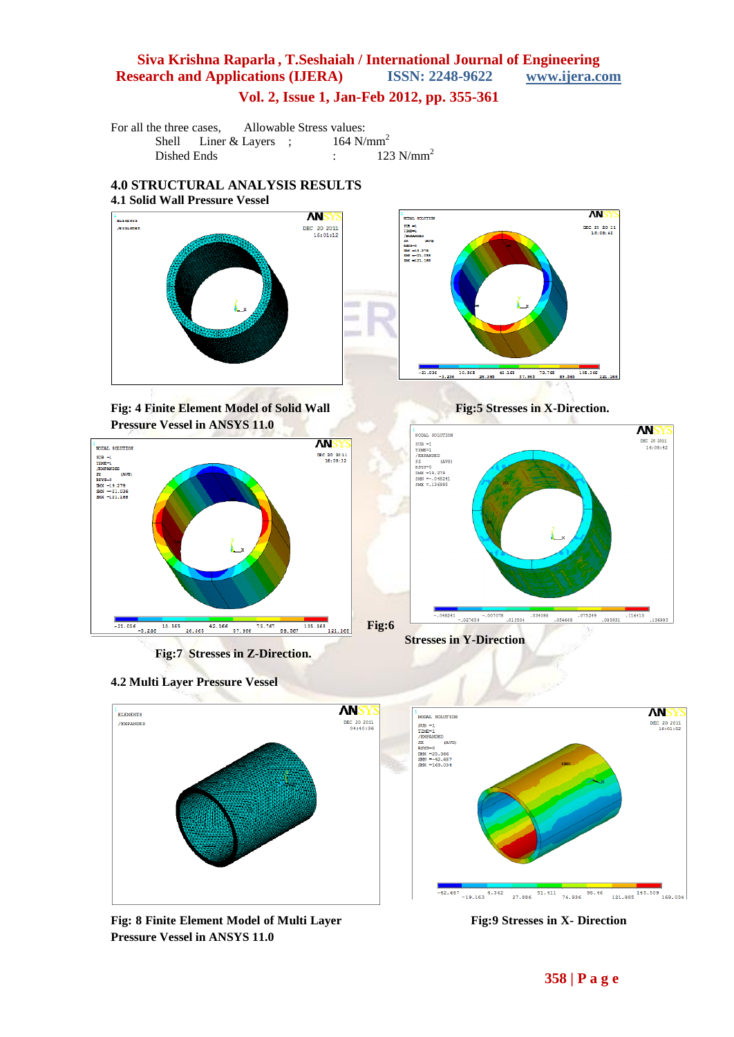For all the three cases, Allowable Stress values:

Shell Liner & Layers ; 164 N/mm$^2$

Dished Ends : 123 N/mm$^2$

### 4.0 STRUCTURAL ANALYSIS RESULTS

#### 4.1 Solid Wall Pressure Vessel

**Fig: 4 Finite Element Model of Solid Wall Pressure Vessel in ANSYS 11.0**

**Fig:5 Stresses in X-Direction.**

**Fig:6 Stresses in Y-Direction**

**Fig:7 Stresses in Z-Direction.**

#### 4.2 Multi Layer Pressure Vessel

**Fig: 8 Finite Element Model of Multi Layer Pressure Vessel in ANSYS 11.0**

**Fig:9 Stresses in X- Direction**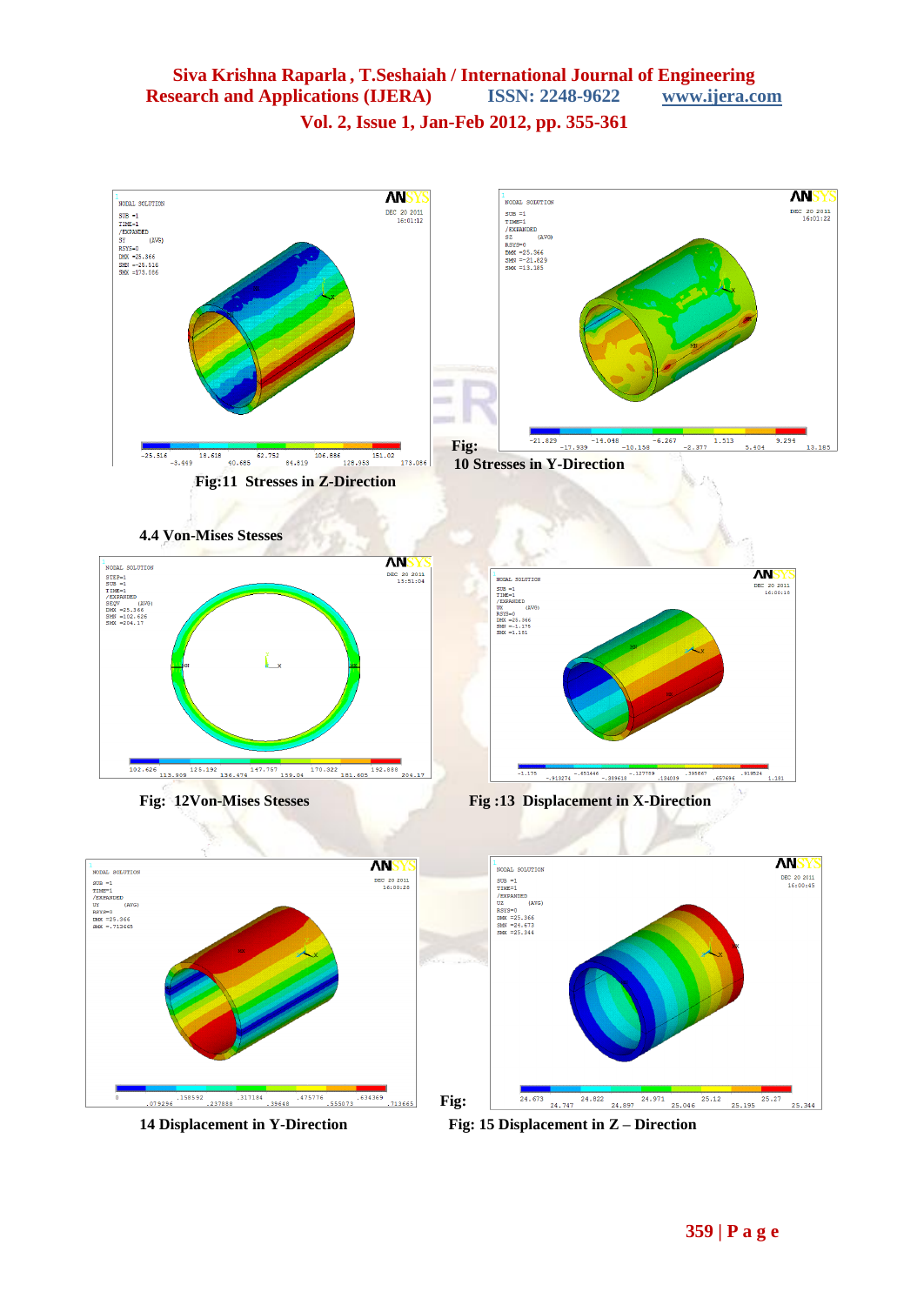Fig:11 Stresses in Z-Direction

Fig: 10 Stresses in Y-Direction

### 4.4 Von-Mises Stesses

Fig: 12Von-Mises Stesses

Fig :13 Displacement in X-Direction

Fig: 14 Displacement in Y-Direction

Fig: 15 Displacement in Z – Direction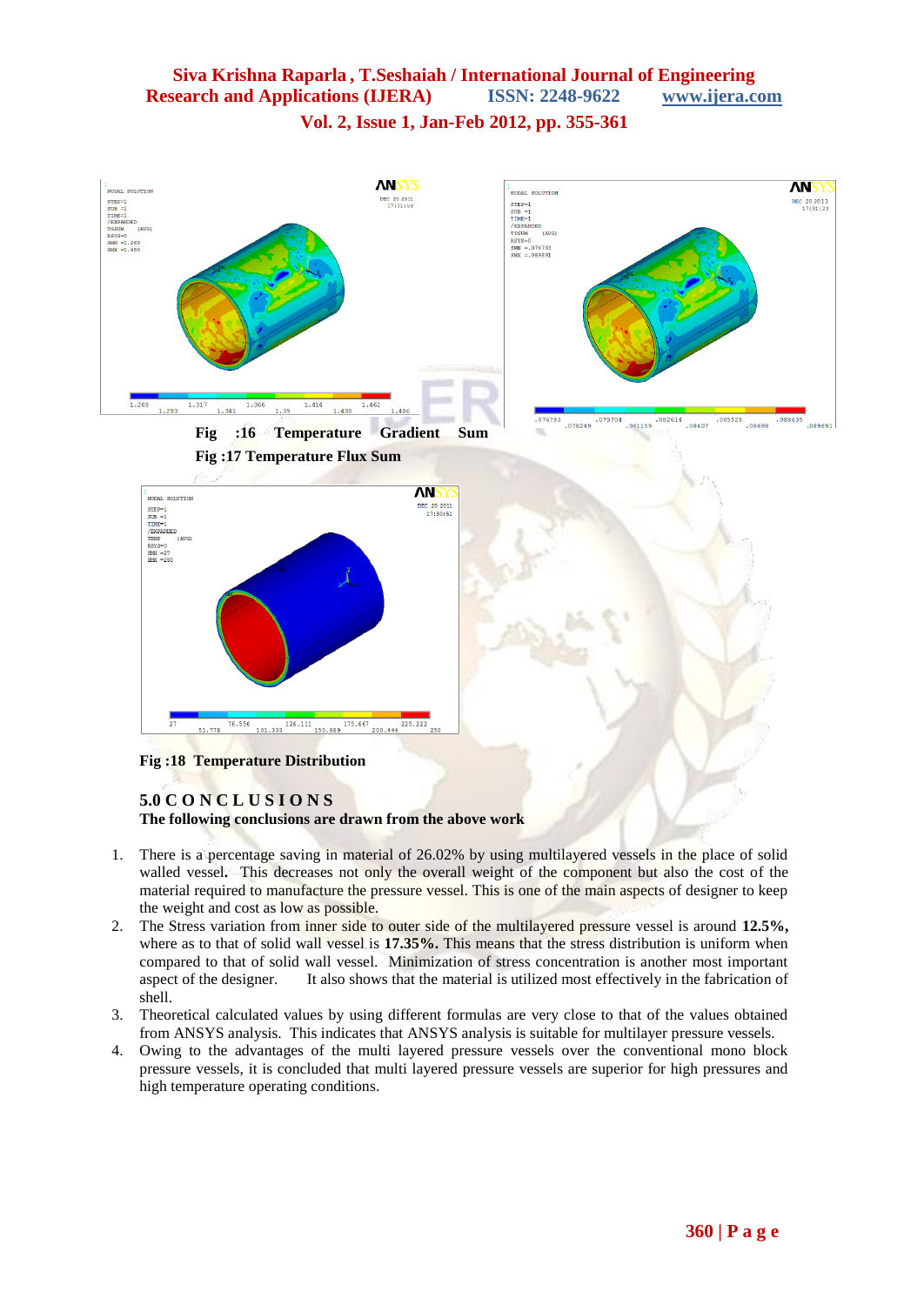**Fig :16 Temperature Gradient Sum**

**Fig :17 Temperature Flux Sum**

**Fig :18 Temperature Distribution**

## 5.0 C O N C L U S I O N S

**The following conclusions are drawn from the above work**

1. There is a percentage saving in material of 26.02% by using multilayered vessels in the place of solid walled vessel**.** This decreases not only the overall weight of the component but also the cost of the material required to manufacture the pressure vessel. This is one of the main aspects of designer to keep the weight and cost as low as possible.
2. The Stress variation from inner side to outer side of the multilayered pressure vessel is around **12.5%,** where as to that of solid wall vessel is **17.35%.** This means that the stress distribution is uniform when compared to that of solid wall vessel. Minimization of stress concentration is another most important aspect of the designer. It also shows that the material is utilized most effectively in the fabrication of shell.
3. Theoretical calculated values by using different formulas are very close to that of the values obtained from ANSYS analysis. This indicates that ANSYS analysis is suitable for multilayer pressure vessels.
4. Owing to the advantages of the multi layered pressure vessels over the conventional mono block pressure vessels, it is concluded that multi layered pressure vessels are superior for high pressures and high temperature operating conditions.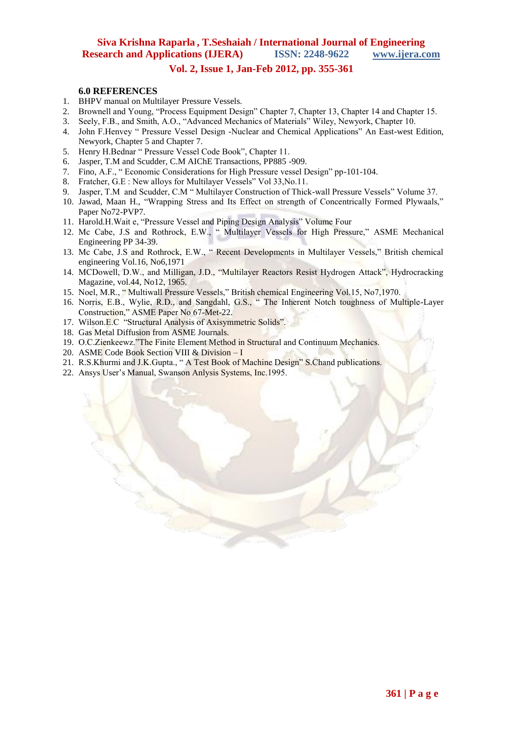### 6.0 REFERENCES

1. BHPV manual on Multilayer Pressure Vessels.
2. Brownell and Young, "Process Equipment Design" Chapter 7, Chapter 13, Chapter 14 and Chapter 15.
3. Seely, F.B., and Smith, A.O., "Advanced Mechanics of Materials" Wiley, Newyork, Chapter 10.
4. John F.Henvey " Pressure Vessel Design -Nuclear and Chemical Applications" An East-west Edition, Newyork, Chapter 5 and Chapter 7.
5. Henry H.Bednar " Pressure Vessel Code Book", Chapter 11.
6. Jasper, T.M and Scudder, C.M AIChE Transactions, PP885 -909.
7. Fino, A.F., " Economic Considerations for High Pressure vessel Design" pp-101-104.
8. Fratcher, G.E : New alloys for Multilayer Vessels" Vol 33,No.11.
9. Jasper, T.M and Scudder, C.M " Multilayer Construction of Thick-wall Pressure Vessels" Volume 37.
10. Jawad, Maan H., "Wrapping Stress and Its Effect on strength of Concentrically Formed Plywaals," Paper No72-PVP7.
11. Harold.H.Wait e, "Pressure Vessel and Piping Design Analysis" Volume Four
12. Mc Cabe, J.S and Rothrock, E.W., " Multilayer Vessels for High Pressure," ASME Mechanical Engineering PP 34-39.
13. Mc Cabe, J.S and Rothrock, E.W., " Recent Developments in Multilayer Vessels," British chemical engineering Vol.16, No6,1971
14. MCDowell, D.W., and Milligan, J.D., "Multilayer Reactors Resist Hydrogen Attack", Hydrocracking Magazine, vol.44, No12, 1965.
15. Noel, M.R., " Multiwall Pressure Vessels," British chemical Engineering Vol.15, No7,1970.
16. Norris, E.B., Wylie, R.D., and Sangdahl, G.S., " The Inherent Notch toughness of Multiple-Layer Construction," ASME Paper No 67-Met-22.
17. Wilson.E.C "Structural Analysis of Axisymmetric Solids".
18. Gas Metal Diffusion from ASME Journals.
19. O.C.Zienkeewz."The Finite Element Method in Structural and Continuum Mechanics.
20. ASME Code Book Section VIII & Division – I
21. R.S.Khurmi and J.K.Gupta., " A Test Book of Machine Design" S.Chand publications.
22. Ansys User's Manual, Swanson Anlysis Systems, Inc.1995.